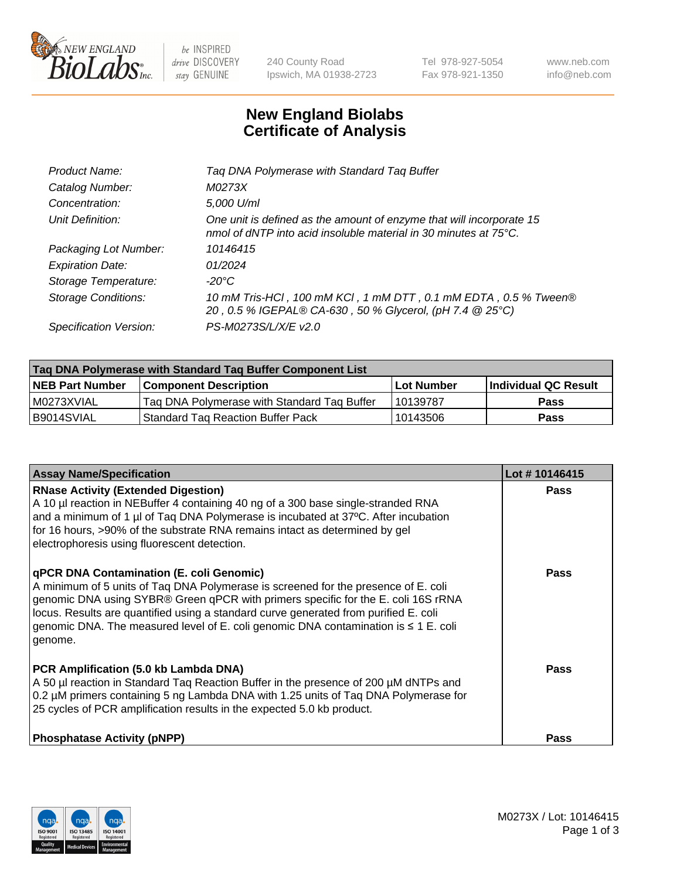New England BioLabs Inc. — be INSPIRED drive DISCOVERY stay GENUINE

240 County Road
Ipswich, MA 01938-2723

Tel 978-927-5054
Fax 978-921-1350

www.neb.com
info@neb.com

# New England Biolabs
# Certificate of Analysis

| | |
|---|---|
| *Product Name:* | *Taq DNA Polymerase with Standard Taq Buffer* |
| *Catalog Number:* | *M0273X* |
| *Concentration:* | *5,000 U/ml* |
| *Unit Definition:* | *One unit is defined as the amount of enzyme that will incorporate 15 nmol of dNTP into acid insoluble material in 30 minutes at 75°C.* |
| *Packaging Lot Number:* | *10146415* |
| *Expiration Date:* | *01/2024* |
| *Storage Temperature:* | *-20°C* |
| *Storage Conditions:* | *10 mM Tris-HCl , 100 mM KCl , 1 mM DTT , 0.1 mM EDTA , 0.5 % Tween® 20 , 0.5 % IGEPAL® CA-630 , 50 % Glycerol, (pH 7.4 @ 25°C)* |
| *Specification Version:* | *PS-M0273S/L/X/E v2.0* |

| **Taq DNA Polymerase with Standard Taq Buffer Component List** | | | |
|---|---|---|---|
| **NEB Part Number** | **Component Description** | **Lot Number** | **Individual QC Result** |
| M0273XVIAL | Taq DNA Polymerase with Standard Taq Buffer | 10139787 | **Pass** |
| B9014SVIAL | Standard Taq Reaction Buffer Pack | 10143506 | **Pass** |

| **Assay Name/Specification** | **Lot # 10146415** |
|---|---|
| **RNase Activity (Extended Digestion)**<br>A 10 µl reaction in NEBuffer 4 containing 40 ng of a 300 base single-stranded RNA and a minimum of 1 µl of Taq DNA Polymerase is incubated at 37ºC. After incubation for 16 hours, >90% of the substrate RNA remains intact as determined by gel electrophoresis using fluorescent detection. | **Pass** |
| **qPCR DNA Contamination (E. coli Genomic)**<br>A minimum of 5 units of Taq DNA Polymerase is screened for the presence of E. coli genomic DNA using SYBR® Green qPCR with primers specific for the E. coli 16S rRNA locus. Results are quantified using a standard curve generated from purified E. coli genomic DNA. The measured level of E. coli genomic DNA contamination is ≤ 1 E. coli genome. | **Pass** |
| **PCR Amplification (5.0 kb Lambda DNA)**<br>A 50 µl reaction in Standard Taq Reaction Buffer in the presence of 200 µM dNTPs and 0.2 µM primers containing 5 ng Lambda DNA with 1.25 units of Taq DNA Polymerase for 25 cycles of PCR amplification results in the expected 5.0 kb product. | **Pass** |
| **Phosphatase Activity (pNPP)** | **Pass** |

M0273X / Lot: 10146415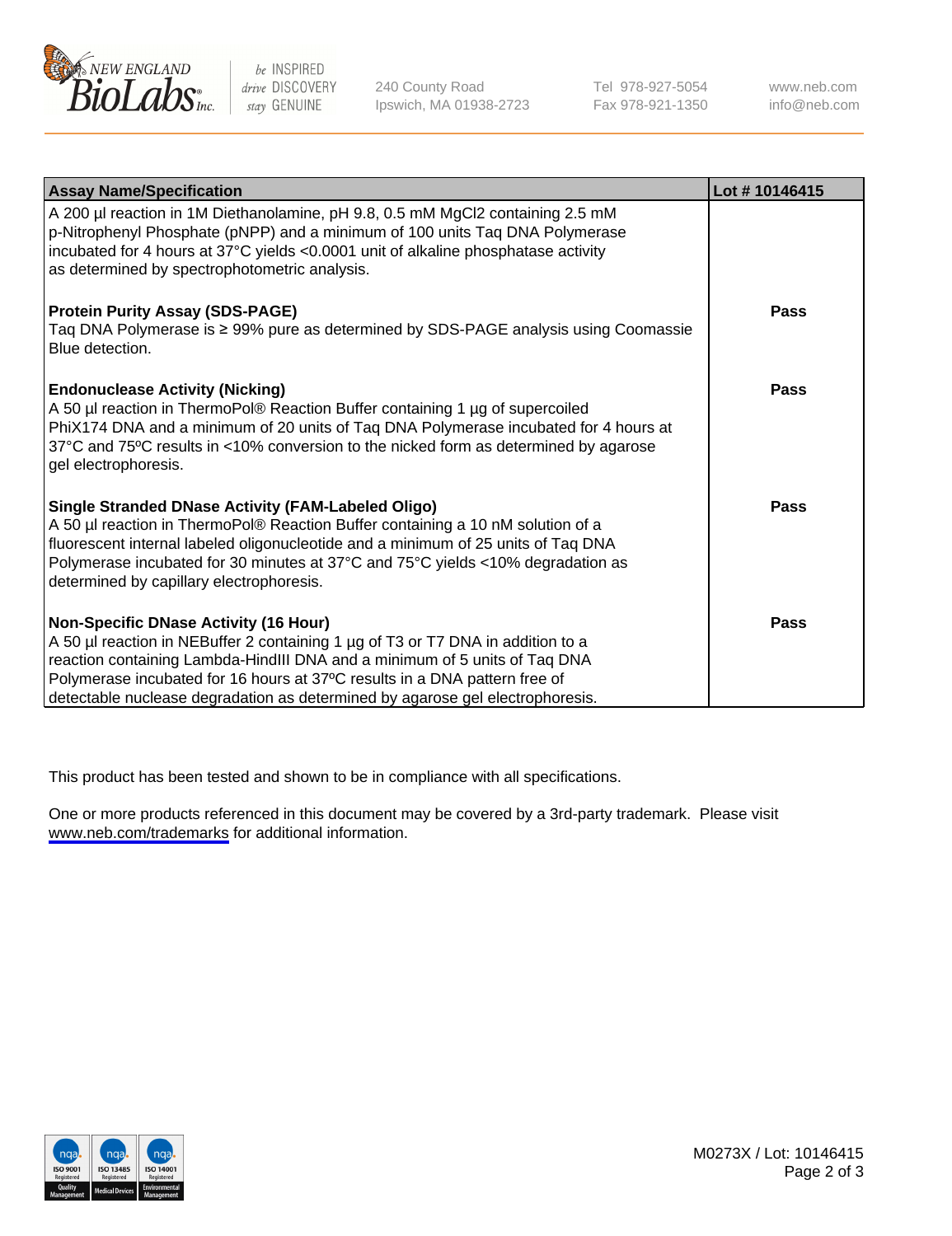| Assay Name/Specification | Lot # 10146415 |
|---|---|
| A 200 µl reaction in 1M Diethanolamine, pH 9.8, 0.5 mM $MgCl_2$ containing 2.5 mM p-Nitrophenyl Phosphate (pNPP) and a minimum of 100 units Taq DNA Polymerase incubated for 4 hours at 37°C yields <0.0001 unit of alkaline phosphatase activity as determined by spectrophotometric analysis. | |
| **Protein Purity Assay (SDS-PAGE)**<br>Taq DNA Polymerase is ≥ 99% pure as determined by SDS-PAGE analysis using Coomassie Blue detection. | **Pass** |
| **Endonuclease Activity (Nicking)**<br>A 50 µl reaction in ThermoPol® Reaction Buffer containing 1 µg of supercoiled PhiX174 DNA and a minimum of 20 units of Taq DNA Polymerase incubated for 4 hours at 37°C and 75ºC results in <10% conversion to the nicked form as determined by agarose gel electrophoresis. | **Pass** |
| **Single Stranded DNase Activity (FAM-Labeled Oligo)**<br>A 50 µl reaction in ThermoPol® Reaction Buffer containing a 10 nM solution of a fluorescent internal labeled oligonucleotide and a minimum of 25 units of Taq DNA Polymerase incubated for 30 minutes at 37°C and 75°C yields <10% degradation as determined by capillary electrophoresis. | **Pass** |
| **Non-Specific DNase Activity (16 Hour)**<br>A 50 µl reaction in NEBuffer 2 containing 1 µg of T3 or T7 DNA in addition to a reaction containing Lambda-HindIII DNA and a minimum of 5 units of Taq DNA Polymerase incubated for 16 hours at 37ºC results in a DNA pattern free of detectable nuclease degradation as determined by agarose gel electrophoresis. | **Pass** |

This product has been tested and shown to be in compliance with all specifications.

One or more products referenced in this document may be covered by a 3rd-party trademark. Please visit www.neb.com/trademarks for additional information.

M0273X / Lot: 10146415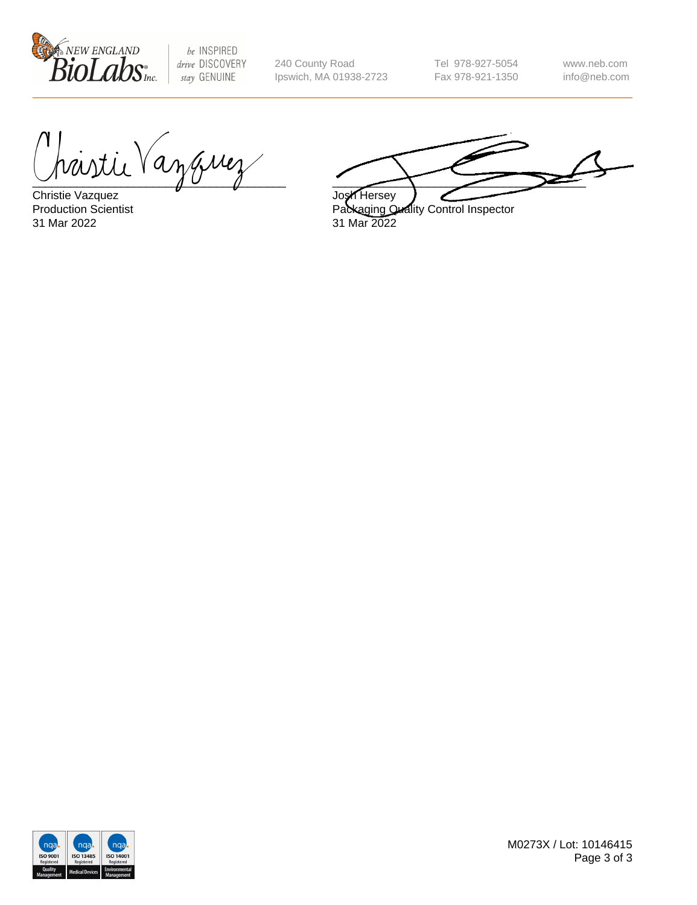Christie Vazquez
Production Scientist
31 Mar 2022

Josh Hersey
Packaging Quality Control Inspector
31 Mar 2022

M0273X / Lot: 10146415